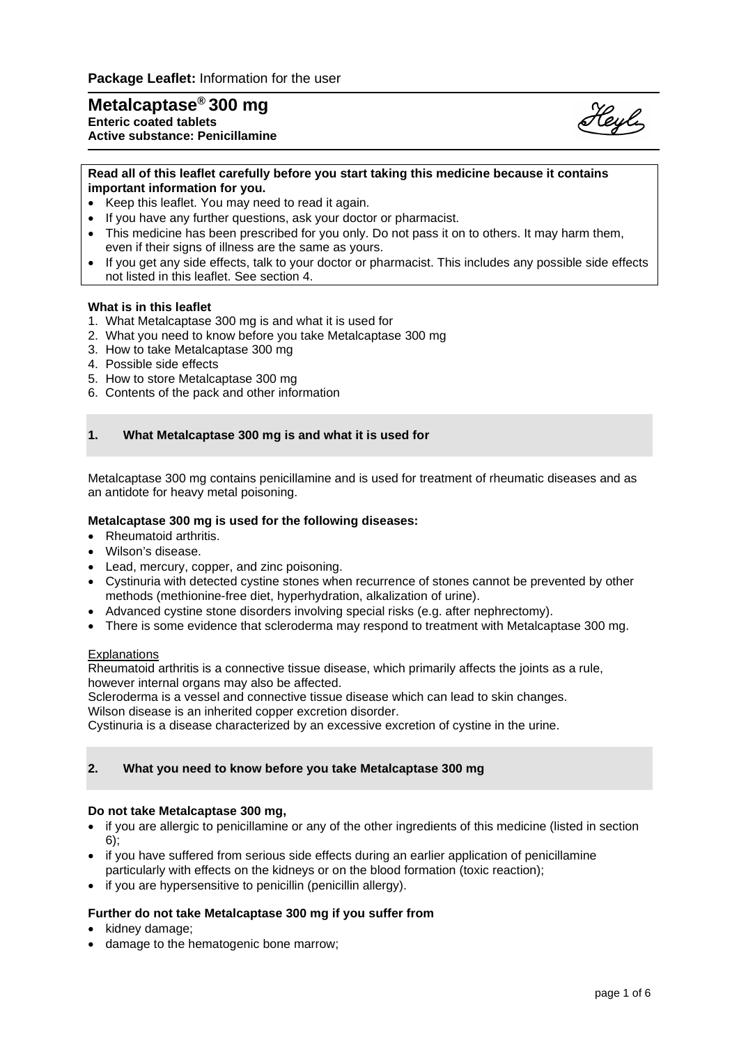**Package Leaflet:** Information for the user

# Metalcaptase® 300 mg

**Enteric coated tablets**
**Active substance: Penicillamine**

**Read all of this leaflet carefully before you start taking this medicine because it contains important information for you.**

- Keep this leaflet. You may need to read it again.
- If you have any further questions, ask your doctor or pharmacist.
- This medicine has been prescribed for you only. Do not pass it on to others. It may harm them, even if their signs of illness are the same as yours.
- If you get any side effects, talk to your doctor or pharmacist. This includes any possible side effects not listed in this leaflet. See section 4.

**What is in this leaflet**

1. What Metalcaptase 300 mg is and what it is used for
2. What you need to know before you take Metalcaptase 300 mg
3. How to take Metalcaptase 300 mg
4. Possible side effects
5. How to store Metalcaptase 300 mg
6. Contents of the pack and other information

## 1. What Metalcaptase 300 mg is and what it is used for

Metalcaptase 300 mg contains penicillamine and is used for treatment of rheumatic diseases and as an antidote for heavy metal poisoning.

**Metalcaptase 300 mg is used for the following diseases:**

- Rheumatoid arthritis.
- Wilson's disease.
- Lead, mercury, copper, and zinc poisoning.
- Cystinuria with detected cystine stones when recurrence of stones cannot be prevented by other methods (methionine-free diet, hyperhydration, alkalization of urine).
- Advanced cystine stone disorders involving special risks (e.g. after nephrectomy).
- There is some evidence that scleroderma may respond to treatment with Metalcaptase 300 mg.

Explanations

Rheumatoid arthritis is a connective tissue disease, which primarily affects the joints as a rule, however internal organs may also be affected.
Scleroderma is a vessel and connective tissue disease which can lead to skin changes.
Wilson disease is an inherited copper excretion disorder.
Cystinuria is a disease characterized by an excessive excretion of cystine in the urine.

## 2. What you need to know before you take Metalcaptase 300 mg

**Do not take Metalcaptase 300 mg,**

- if you are allergic to penicillamine or any of the other ingredients of this medicine (listed in section 6);
- if you have suffered from serious side effects during an earlier application of penicillamine particularly with effects on the kidneys or on the blood formation (toxic reaction);
- if you are hypersensitive to penicillin (penicillin allergy).

**Further do not take Metalcaptase 300 mg if you suffer from**

- kidney damage;
- damage to the hematogenic bone marrow;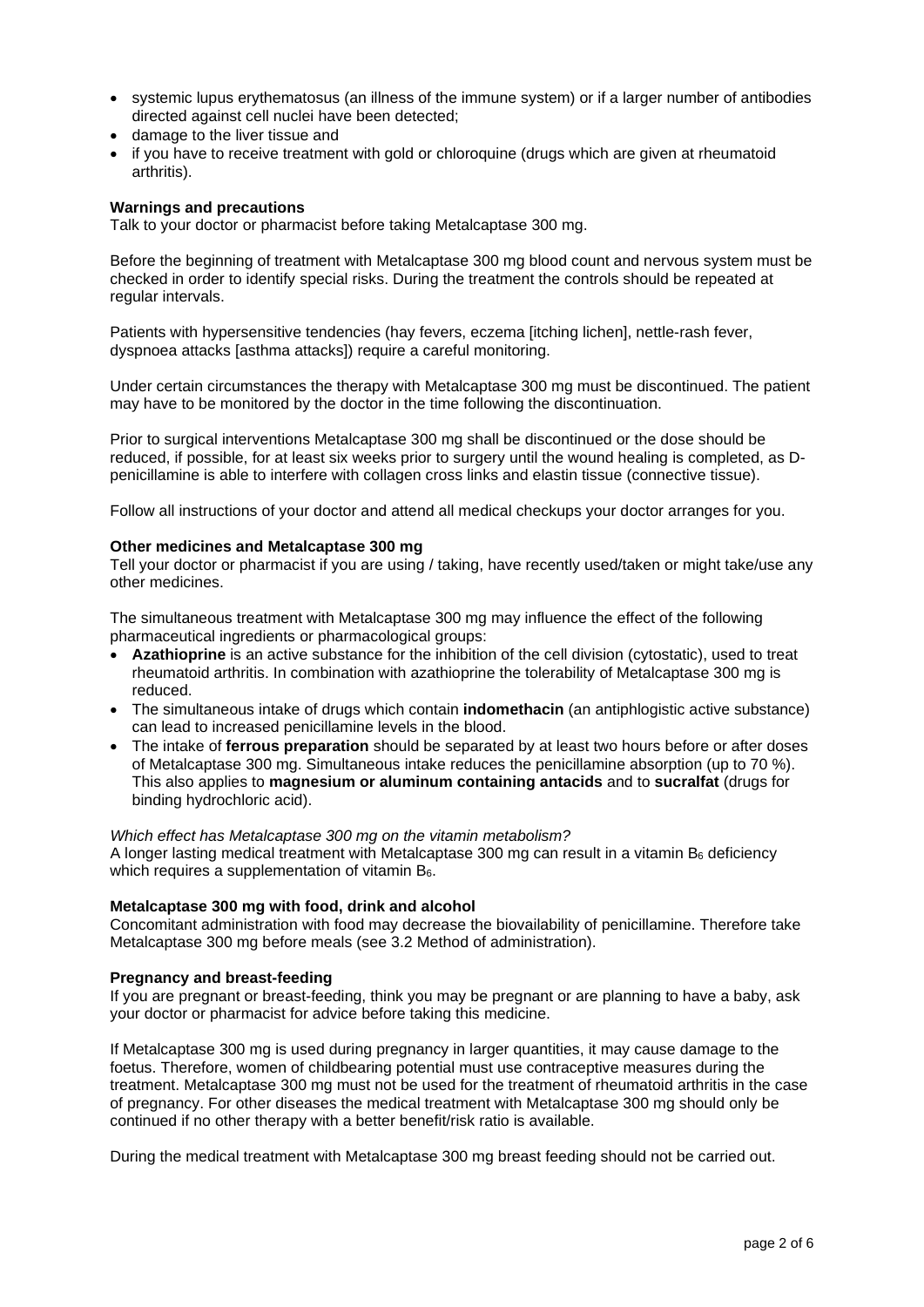- systemic lupus erythematosus (an illness of the immune system) or if a larger number of antibodies directed against cell nuclei have been detected;
- damage to the liver tissue and
- if you have to receive treatment with gold or chloroquine (drugs which are given at rheumatoid arthritis).

**Warnings and precautions**
Talk to your doctor or pharmacist before taking Metalcaptase 300 mg.

Before the beginning of treatment with Metalcaptase 300 mg blood count and nervous system must be checked in order to identify special risks. During the treatment the controls should be repeated at regular intervals.

Patients with hypersensitive tendencies (hay fevers, eczema [itching lichen], nettle-rash fever, dyspnoea attacks [asthma attacks]) require a careful monitoring.

Under certain circumstances the therapy with Metalcaptase 300 mg must be discontinued. The patient may have to be monitored by the doctor in the time following the discontinuation.

Prior to surgical interventions Metalcaptase 300 mg shall be discontinued or the dose should be reduced, if possible, for at least six weeks prior to surgery until the wound healing is completed, as D-penicillamine is able to interfere with collagen cross links and elastin tissue (connective tissue).

Follow all instructions of your doctor and attend all medical checkups your doctor arranges for you.

**Other medicines and Metalcaptase 300 mg**
Tell your doctor or pharmacist if you are using / taking, have recently used/taken or might take/use any other medicines.

The simultaneous treatment with Metalcaptase 300 mg may influence the effect of the following pharmaceutical ingredients or pharmacological groups:

- **Azathioprine** is an active substance for the inhibition of the cell division (cytostatic), used to treat rheumatoid arthritis. In combination with azathioprine the tolerability of Metalcaptase 300 mg is reduced.
- The simultaneous intake of drugs which contain **indomethacin** (an antiphlogistic active substance) can lead to increased penicillamine levels in the blood.
- The intake of **ferrous preparation** should be separated by at least two hours before or after doses of Metalcaptase 300 mg. Simultaneous intake reduces the penicillamine absorption (up to 70 %). This also applies to **magnesium or aluminum containing antacids** and to **sucralfat** (drugs for binding hydrochloric acid).

*Which effect has Metalcaptase 300 mg on the vitamin metabolism?*
A longer lasting medical treatment with Metalcaptase 300 mg can result in a vitamin $B_6$ deficiency which requires a supplementation of vitamin $B_6$.

**Metalcaptase 300 mg with food, drink and alcohol**
Concomitant administration with food may decrease the bioavailability of penicillamine. Therefore take Metalcaptase 300 mg before meals (see 3.2 Method of administration).

**Pregnancy and breast-feeding**
If you are pregnant or breast-feeding, think you may be pregnant or are planning to have a baby, ask your doctor or pharmacist for advice before taking this medicine.

If Metalcaptase 300 mg is used during pregnancy in larger quantities, it may cause damage to the foetus. Therefore, women of childbearing potential must use contraceptive measures during the treatment. Metalcaptase 300 mg must not be used for the treatment of rheumatoid arthritis in the case of pregnancy. For other diseases the medical treatment with Metalcaptase 300 mg should only be continued if no other therapy with a better benefit/risk ratio is available.

During the medical treatment with Metalcaptase 300 mg breast feeding should not be carried out.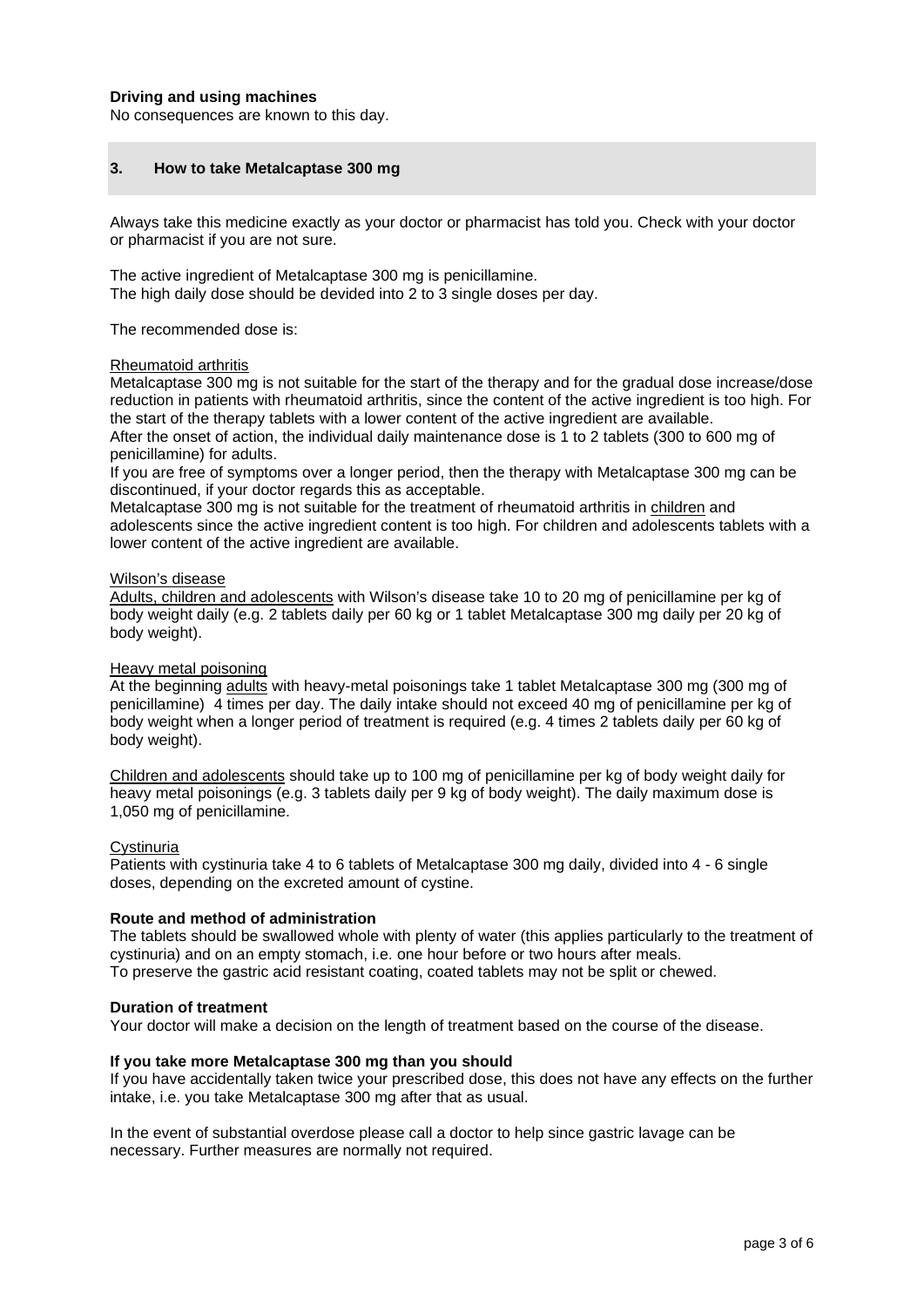**Driving and using machines**

No consequences are known to this day.

## 3. How to take Metalcaptase 300 mg

Always take this medicine exactly as your doctor or pharmacist has told you. Check with your doctor or pharmacist if you are not sure.

The active ingredient of Metalcaptase 300 mg is penicillamine.
The high daily dose should be devided into 2 to 3 single doses per day.

The recommended dose is:

Rheumatoid arthritis

Metalcaptase 300 mg is not suitable for the start of the therapy and for the gradual dose increase/dose reduction in patients with rheumatoid arthritis, since the content of the active ingredient is too high. For the start of the therapy tablets with a lower content of the active ingredient are available.
After the onset of action, the individual daily maintenance dose is 1 to 2 tablets (300 to 600 mg of penicillamine) for adults.
If you are free of symptoms over a longer period, then the therapy with Metalcaptase 300 mg can be discontinued, if your doctor regards this as acceptable.
Metalcaptase 300 mg is not suitable for the treatment of rheumatoid arthritis in children and adolescents since the active ingredient content is too high. For children and adolescents tablets with a lower content of the active ingredient are available.

Wilson's disease

Adults, children and adolescents with Wilson's disease take 10 to 20 mg of penicillamine per kg of body weight daily (e.g. 2 tablets daily per 60 kg or 1 tablet Metalcaptase 300 mg daily per 20 kg of body weight).

Heavy metal poisoning

At the beginning adults with heavy-metal poisonings take 1 tablet Metalcaptase 300 mg (300 mg of penicillamine) 4 times per day. The daily intake should not exceed 40 mg of penicillamine per kg of body weight when a longer period of treatment is required (e.g. 4 times 2 tablets daily per 60 kg of body weight).

Children and adolescents should take up to 100 mg of penicillamine per kg of body weight daily for heavy metal poisonings (e.g. 3 tablets daily per 9 kg of body weight). The daily maximum dose is 1,050 mg of penicillamine.

Cystinuria

Patients with cystinuria take 4 to 6 tablets of Metalcaptase 300 mg daily, divided into 4 - 6 single doses, depending on the excreted amount of cystine.

**Route and method of administration**

The tablets should be swallowed whole with plenty of water (this applies particularly to the treatment of cystinuria) and on an empty stomach, i.e. one hour before or two hours after meals.
To preserve the gastric acid resistant coating, coated tablets may not be split or chewed.

**Duration of treatment**

Your doctor will make a decision on the length of treatment based on the course of the disease.

**If you take more Metalcaptase 300 mg than you should**

If you have accidentally taken twice your prescribed dose, this does not have any effects on the further intake, i.e. you take Metalcaptase 300 mg after that as usual.

In the event of substantial overdose please call a doctor to help since gastric lavage can be necessary. Further measures are normally not required.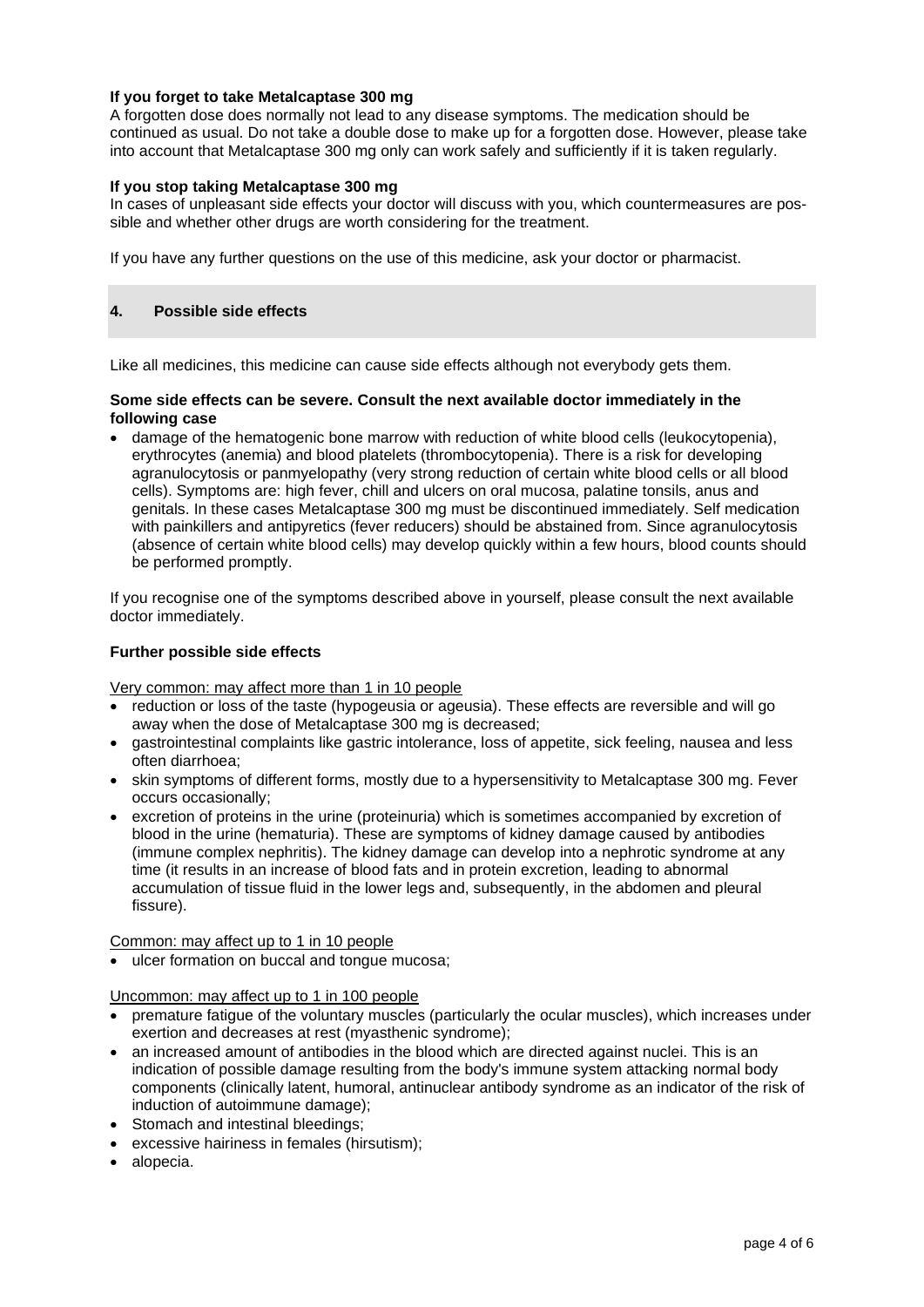**If you forget to take Metalcaptase 300 mg**

A forgotten dose does normally not lead to any disease symptoms. The medication should be continued as usual. Do not take a double dose to make up for a forgotten dose. However, please take into account that Metalcaptase 300 mg only can work safely and sufficiently if it is taken regularly.

**If you stop taking Metalcaptase 300 mg**

In cases of unpleasant side effects your doctor will discuss with you, which countermeasures are possible and whether other drugs are worth considering for the treatment.

If you have any further questions on the use of this medicine, ask your doctor or pharmacist.

## 4. Possible side effects

Like all medicines, this medicine can cause side effects although not everybody gets them.

**Some side effects can be severe. Consult the next available doctor immediately in the following case**

- damage of the hematogenic bone marrow with reduction of white blood cells (leukocytopenia), erythrocytes (anemia) and blood platelets (thrombocytopenia). There is a risk for developing agranulocytosis or panmyelopathy (very strong reduction of certain white blood cells or all blood cells). Symptoms are: high fever, chill and ulcers on oral mucosa, palatine tonsils, anus and genitals. In these cases Metalcaptase 300 mg must be discontinued immediately. Self medication with painkillers and antipyretics (fever reducers) should be abstained from. Since agranulocytosis (absence of certain white blood cells) may develop quickly within a few hours, blood counts should be performed promptly.

If you recognise one of the symptoms described above in yourself, please consult the next available doctor immediately.

**Further possible side effects**

Very common: may affect more than 1 in 10 people

- reduction or loss of the taste (hypogeusia or ageusia). These effects are reversible and will go away when the dose of Metalcaptase 300 mg is decreased;
- gastrointestinal complaints like gastric intolerance, loss of appetite, sick feeling, nausea and less often diarrhoea;
- skin symptoms of different forms, mostly due to a hypersensitivity to Metalcaptase 300 mg. Fever occurs occasionally;
- excretion of proteins in the urine (proteinuria) which is sometimes accompanied by excretion of blood in the urine (hematuria). These are symptoms of kidney damage caused by antibodies (immune complex nephritis). The kidney damage can develop into a nephrotic syndrome at any time (it results in an increase of blood fats and in protein excretion, leading to abnormal accumulation of tissue fluid in the lower legs and, subsequently, in the abdomen and pleural fissure).

Common: may affect up to 1 in 10 people

- ulcer formation on buccal and tongue mucosa;

Uncommon: may affect up to 1 in 100 people

- premature fatigue of the voluntary muscles (particularly the ocular muscles), which increases under exertion and decreases at rest (myasthenic syndrome);
- an increased amount of antibodies in the blood which are directed against nuclei. This is an indication of possible damage resulting from the body's immune system attacking normal body components (clinically latent, humoral, antinuclear antibody syndrome as an indicator of the risk of induction of autoimmune damage);
- Stomach and intestinal bleedings;
- excessive hairiness in females (hirsutism);
- alopecia.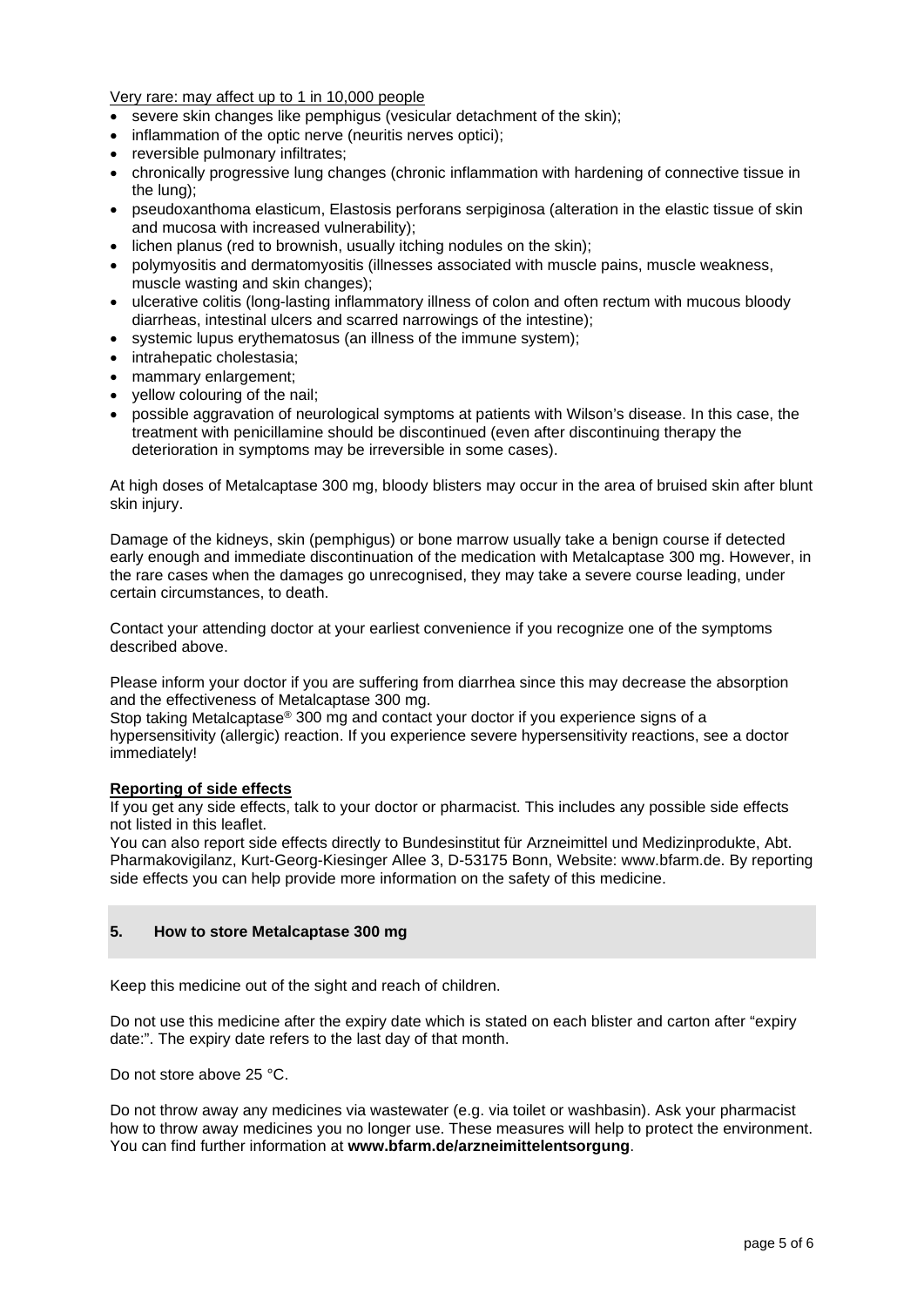Very rare: may affect up to 1 in 10,000 people

- severe skin changes like pemphigus (vesicular detachment of the skin);
- inflammation of the optic nerve (neuritis nerves optici);
- reversible pulmonary infiltrates;
- chronically progressive lung changes (chronic inflammation with hardening of connective tissue in the lung);
- pseudoxanthoma elasticum, Elastosis perforans serpiginosa (alteration in the elastic tissue of skin and mucosa with increased vulnerability);
- lichen planus (red to brownish, usually itching nodules on the skin);
- polymyositis and dermatomyositis (illnesses associated with muscle pains, muscle weakness, muscle wasting and skin changes);
- ulcerative colitis (long-lasting inflammatory illness of colon and often rectum with mucous bloody diarrheas, intestinal ulcers and scarred narrowings of the intestine);
- systemic lupus erythematosus (an illness of the immune system);
- intrahepatic cholestasia;
- mammary enlargement;
- yellow colouring of the nail;
- possible aggravation of neurological symptoms at patients with Wilson's disease. In this case, the treatment with penicillamine should be discontinued (even after discontinuing therapy the deterioration in symptoms may be irreversible in some cases).

At high doses of Metalcaptase 300 mg, bloody blisters may occur in the area of bruised skin after blunt skin injury.

Damage of the kidneys, skin (pemphigus) or bone marrow usually take a benign course if detected early enough and immediate discontinuation of the medication with Metalcaptase 300 mg. However, in the rare cases when the damages go unrecognised, they may take a severe course leading, under certain circumstances, to death.

Contact your attending doctor at your earliest convenience if you recognize one of the symptoms described above.

Please inform your doctor if you are suffering from diarrhea since this may decrease the absorption and the effectiveness of Metalcaptase 300 mg.
Stop taking Metalcaptase® 300 mg and contact your doctor if you experience signs of a hypersensitivity (allergic) reaction. If you experience severe hypersensitivity reactions, see a doctor immediately!

**Reporting of side effects**

If you get any side effects, talk to your doctor or pharmacist. This includes any possible side effects not listed in this leaflet.
You can also report side effects directly to Bundesinstitut für Arzneimittel und Medizinprodukte, Abt. Pharmakovigilanz, Kurt-Georg-Kiesinger Allee 3, D-53175 Bonn, Website: www.bfarm.de. By reporting side effects you can help provide more information on the safety of this medicine.

## 5. How to store Metalcaptase 300 mg

Keep this medicine out of the sight and reach of children.

Do not use this medicine after the expiry date which is stated on each blister and carton after "expiry date:". The expiry date refers to the last day of that month.

Do not store above 25 °C.

Do not throw away any medicines via wastewater (e.g. via toilet or washbasin). Ask your pharmacist how to throw away medicines you no longer use. These measures will help to protect the environment. You can find further information at **www.bfarm.de/arzneimittelentsorgung**.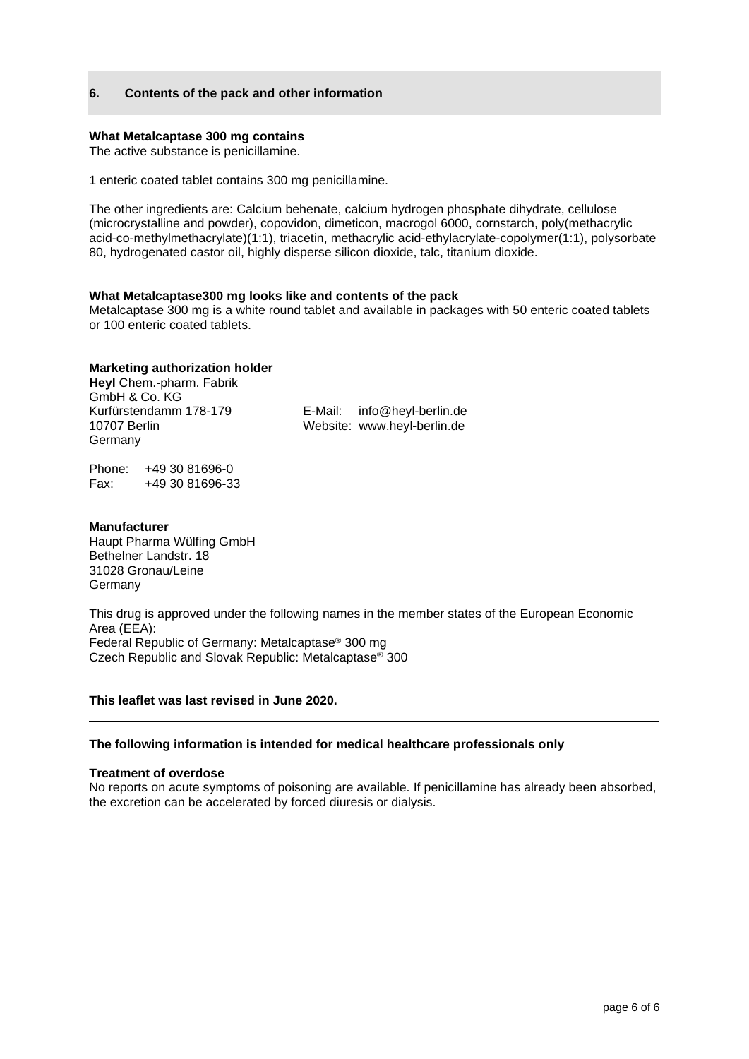## 6. Contents of the pack and other information

**What Metalcaptase 300 mg contains**

The active substance is penicillamine.

1 enteric coated tablet contains 300 mg penicillamine.

The other ingredients are: Calcium behenate, calcium hydrogen phosphate dihydrate, cellulose (microcrystalline and powder), copovidon, dimeticon, macrogol 6000, cornstarch, poly(methacrylic acid-co-methylmethacrylate)(1:1), triacetin, methacrylic acid-ethylacrylate-copolymer(1:1), polysorbate 80, hydrogenated castor oil, highly disperse silicon dioxide, talc, titanium dioxide.

**What Metalcaptase300 mg looks like and contents of the pack**

Metalcaptase 300 mg is a white round tablet and available in packages with 50 enteric coated tablets or 100 enteric coated tablets.

**Marketing authorization holder**

**Heyl** Chem.-pharm. Fabrik
GmbH & Co. KG
Kurfürstendamm 178-179
10707 Berlin
Germany

E-Mail: info@heyl-berlin.de
Website: www.heyl-berlin.de

Phone: +49 30 81696-0
Fax: +49 30 81696-33

**Manufacturer**

Haupt Pharma Wülfing GmbH
Bethelner Landstr. 18
31028 Gronau/Leine
Germany

This drug is approved under the following names in the member states of the European Economic Area (EEA):
Federal Republic of Germany: Metalcaptase® 300 mg
Czech Republic and Slovak Republic: Metalcaptase® 300

**This leaflet was last revised in June 2020.**

---

**The following information is intended for medical healthcare professionals only**

**Treatment of overdose**

No reports on acute symptoms of poisoning are available. If penicillamine has already been absorbed, the excretion can be accelerated by forced diuresis or dialysis.